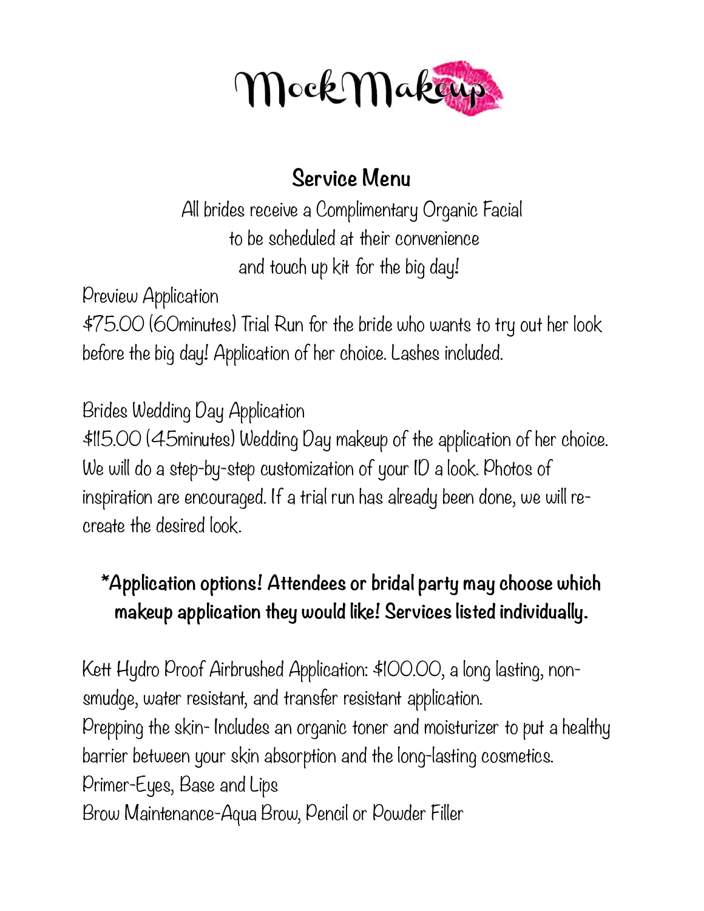# MockMakeup

## Service Menu

All brides receive a Complimentary Organic Facial
to be scheduled at their convenience
and touch up kit for the big day!

Preview Application

$75.00 (60minutes) Trial Run for the bride who wants to try out her look before the big day! Application of her choice. Lashes included.

Brides Wedding Day Application

$115.00 (45minutes) Wedding Day makeup of the application of her choice. We will do a step-by-step customization of your ID a look. Photos of inspiration are encouraged. If a trial run has already been done, we will re-create the desired look.

**\*Application options! Attendees or bridal party may choose which makeup application they would like! Services listed individually.**

Kett Hydro Proof Airbrushed Application: $100.00, a long lasting, non-smudge, water resistant, and transfer resistant application.

Prepping the skin- Includes an organic toner and moisturizer to put a healthy barrier between your skin absorption and the long-lasting cosmetics.

Primer-Eyes, Base and Lips

Brow Maintenance-Aqua Brow, Pencil or Powder Filler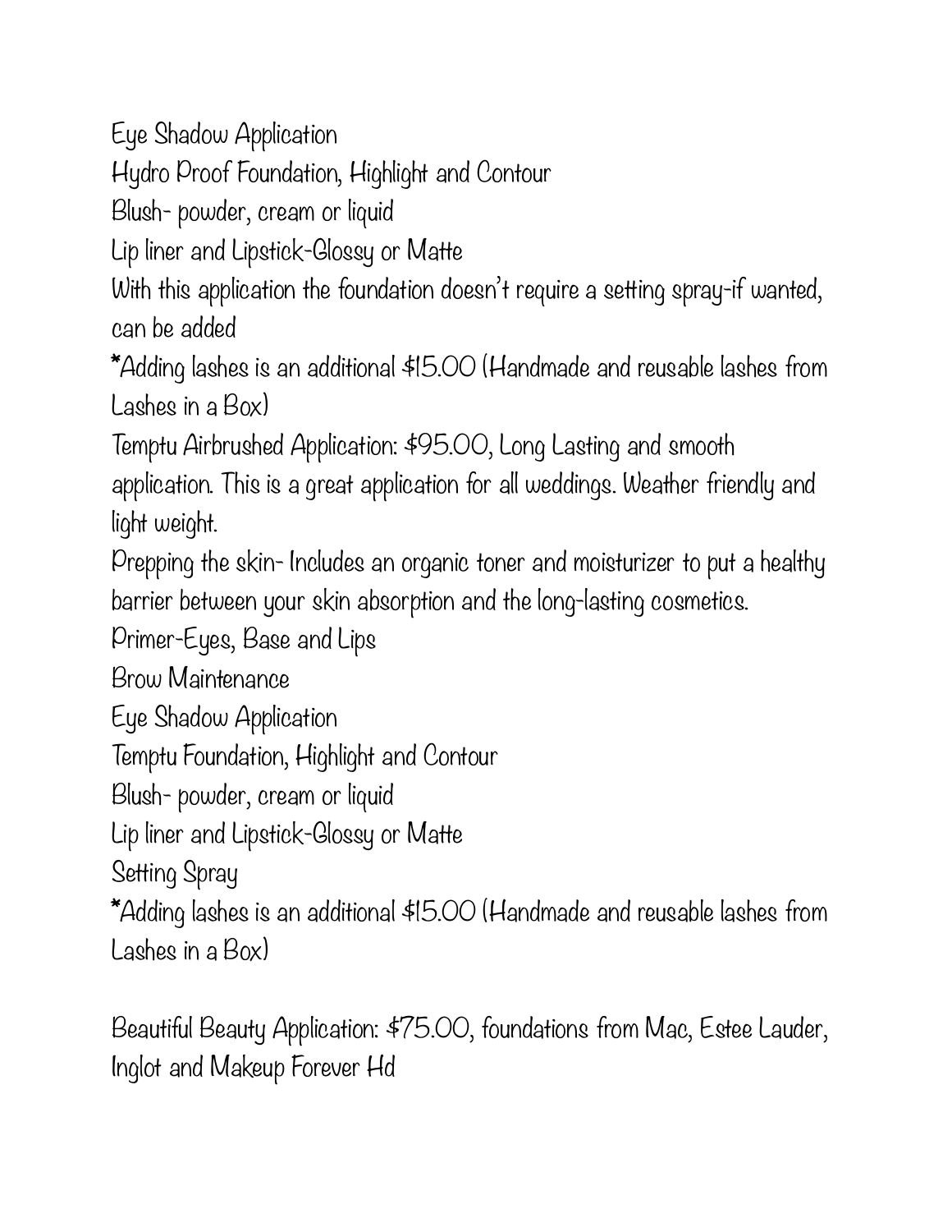Eye Shadow Application

Hydro Proof Foundation, Highlight and Contour

Blush- powder, cream or liquid

Lip liner and Lipstick-Glossy or Matte

With this application the foundation doesn't require a setting spray-if wanted, can be added

*Adding lashes is an additional $15.00 (Handmade and reusable lashes from Lashes in a Box)

Temptu Airbrushed Application: $95.00, Long Lasting and smooth application. This is a great application for all weddings. Weather friendly and light weight.

Prepping the skin- Includes an organic toner and moisturizer to put a healthy barrier between your skin absorption and the long-lasting cosmetics.

Primer-Eyes, Base and Lips

Brow Maintenance

Eye Shadow Application

Temptu Foundation, Highlight and Contour

Blush- powder, cream or liquid

Lip liner and Lipstick-Glossy or Matte

Setting Spray

*Adding lashes is an additional $15.00 (Handmade and reusable lashes from Lashes in a Box)

Beautiful Beauty Application: $75.00, foundations from Mac, Estee Lauder, Inglot and Makeup Forever Hd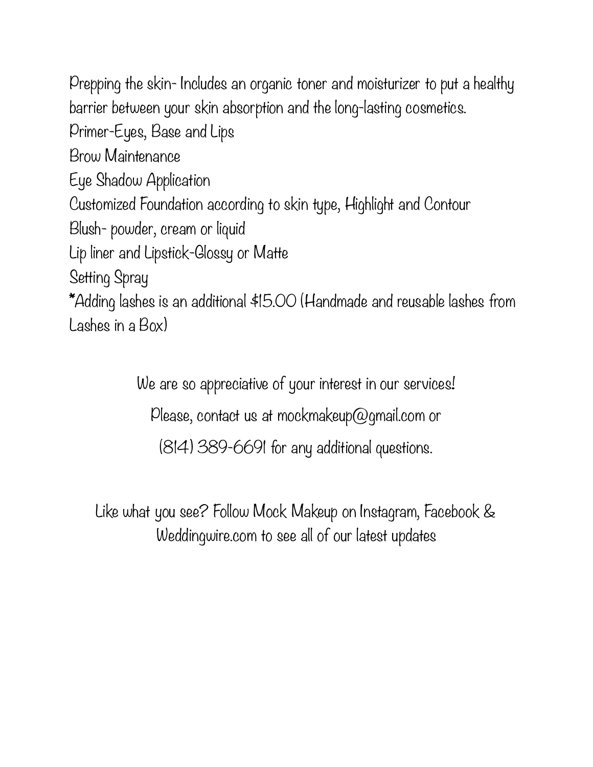Prepping the skin- Includes an organic toner and moisturizer to put a healthy barrier between your skin absorption and the long-lasting cosmetics.

Primer-Eyes, Base and Lips

Brow Maintenance

Eye Shadow Application

Customized Foundation according to skin type, Highlight and Contour

Blush- powder, cream or liquid

Lip liner and Lipstick-Glossy or Matte

Setting Spray

*Adding lashes is an additional $15.00 (Handmade and reusable lashes from Lashes in a Box)

We are so appreciative of your interest in our services!

Please, contact us at mockmakeup@gmail.com or

(814) 389-6691 for any additional questions.

Like what you see? Follow Mock Makeup on Instagram, Facebook & Weddingwire.com to see all of our latest updates